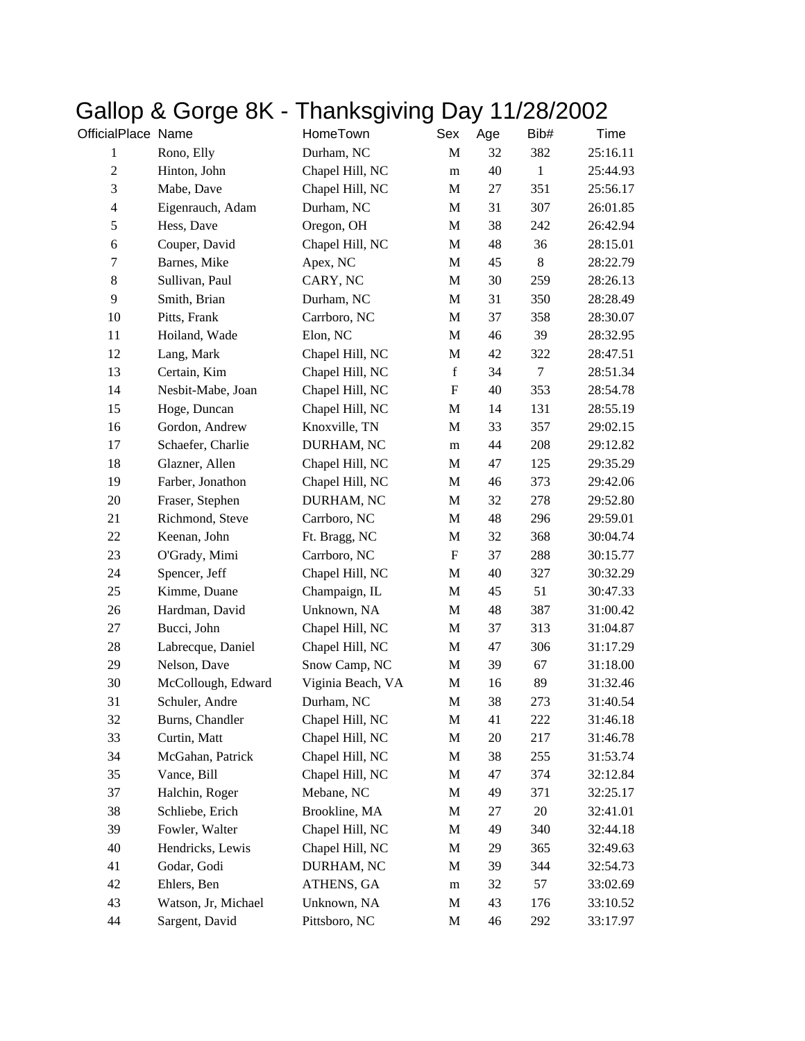# Gallop & Gorge 8K - Thanksgiving Day 11/28/2002

| OfficialPlace | Name | HomeTown | Sex | Age | Bib# | Time |
|---|---|---|---|---|---|---|
| 1 | Rono, Elly | Durham, NC | M | 32 | 382 | 25:16.11 |
| 2 | Hinton, John | Chapel Hill, NC | m | 40 | 1 | 25:44.93 |
| 3 | Mabe, Dave | Chapel Hill, NC | M | 27 | 351 | 25:56.17 |
| 4 | Eigenrauch, Adam | Durham, NC | M | 31 | 307 | 26:01.85 |
| 5 | Hess, Dave | Oregon, OH | M | 38 | 242 | 26:42.94 |
| 6 | Couper, David | Chapel Hill, NC | M | 48 | 36 | 28:15.01 |
| 7 | Barnes, Mike | Apex, NC | M | 45 | 8 | 28:22.79 |
| 8 | Sullivan, Paul | CARY, NC | M | 30 | 259 | 28:26.13 |
| 9 | Smith, Brian | Durham, NC | M | 31 | 350 | 28:28.49 |
| 10 | Pitts, Frank | Carrboro, NC | M | 37 | 358 | 28:30.07 |
| 11 | Hoiland, Wade | Elon, NC | M | 46 | 39 | 28:32.95 |
| 12 | Lang, Mark | Chapel Hill, NC | M | 42 | 322 | 28:47.51 |
| 13 | Certain, Kim | Chapel Hill, NC | f | 34 | 7 | 28:51.34 |
| 14 | Nesbit-Mabe, Joan | Chapel Hill, NC | F | 40 | 353 | 28:54.78 |
| 15 | Hoge, Duncan | Chapel Hill, NC | M | 14 | 131 | 28:55.19 |
| 16 | Gordon, Andrew | Knoxville, TN | M | 33 | 357 | 29:02.15 |
| 17 | Schaefer, Charlie | DURHAM, NC | m | 44 | 208 | 29:12.82 |
| 18 | Glazner, Allen | Chapel Hill, NC | M | 47 | 125 | 29:35.29 |
| 19 | Farber, Jonathon | Chapel Hill, NC | M | 46 | 373 | 29:42.06 |
| 20 | Fraser, Stephen | DURHAM, NC | M | 32 | 278 | 29:52.80 |
| 21 | Richmond, Steve | Carrboro, NC | M | 48 | 296 | 29:59.01 |
| 22 | Keenan, John | Ft. Bragg, NC | M | 32 | 368 | 30:04.74 |
| 23 | O'Grady, Mimi | Carrboro, NC | F | 37 | 288 | 30:15.77 |
| 24 | Spencer, Jeff | Chapel Hill, NC | M | 40 | 327 | 30:32.29 |
| 25 | Kimme, Duane | Champaign, IL | M | 45 | 51 | 30:47.33 |
| 26 | Hardman, David | Unknown, NA | M | 48 | 387 | 31:00.42 |
| 27 | Bucci, John | Chapel Hill, NC | M | 37 | 313 | 31:04.87 |
| 28 | Labrecque, Daniel | Chapel Hill, NC | M | 47 | 306 | 31:17.29 |
| 29 | Nelson, Dave | Snow Camp, NC | M | 39 | 67 | 31:18.00 |
| 30 | McCollough, Edward | Viginia Beach, VA | M | 16 | 89 | 31:32.46 |
| 31 | Schuler, Andre | Durham, NC | M | 38 | 273 | 31:40.54 |
| 32 | Burns, Chandler | Chapel Hill, NC | M | 41 | 222 | 31:46.18 |
| 33 | Curtin, Matt | Chapel Hill, NC | M | 20 | 217 | 31:46.78 |
| 34 | McGahan, Patrick | Chapel Hill, NC | M | 38 | 255 | 31:53.74 |
| 35 | Vance, Bill | Chapel Hill, NC | M | 47 | 374 | 32:12.84 |
| 37 | Halchin, Roger | Mebane, NC | M | 49 | 371 | 32:25.17 |
| 38 | Schliebe, Erich | Brookline, MA | M | 27 | 20 | 32:41.01 |
| 39 | Fowler, Walter | Chapel Hill, NC | M | 49 | 340 | 32:44.18 |
| 40 | Hendricks, Lewis | Chapel Hill, NC | M | 29 | 365 | 32:49.63 |
| 41 | Godar, Godi | DURHAM, NC | M | 39 | 344 | 32:54.73 |
| 42 | Ehlers, Ben | ATHENS, GA | m | 32 | 57 | 33:02.69 |
| 43 | Watson, Jr, Michael | Unknown, NA | M | 43 | 176 | 33:10.52 |
| 44 | Sargent, David | Pittsboro, NC | M | 46 | 292 | 33:17.97 |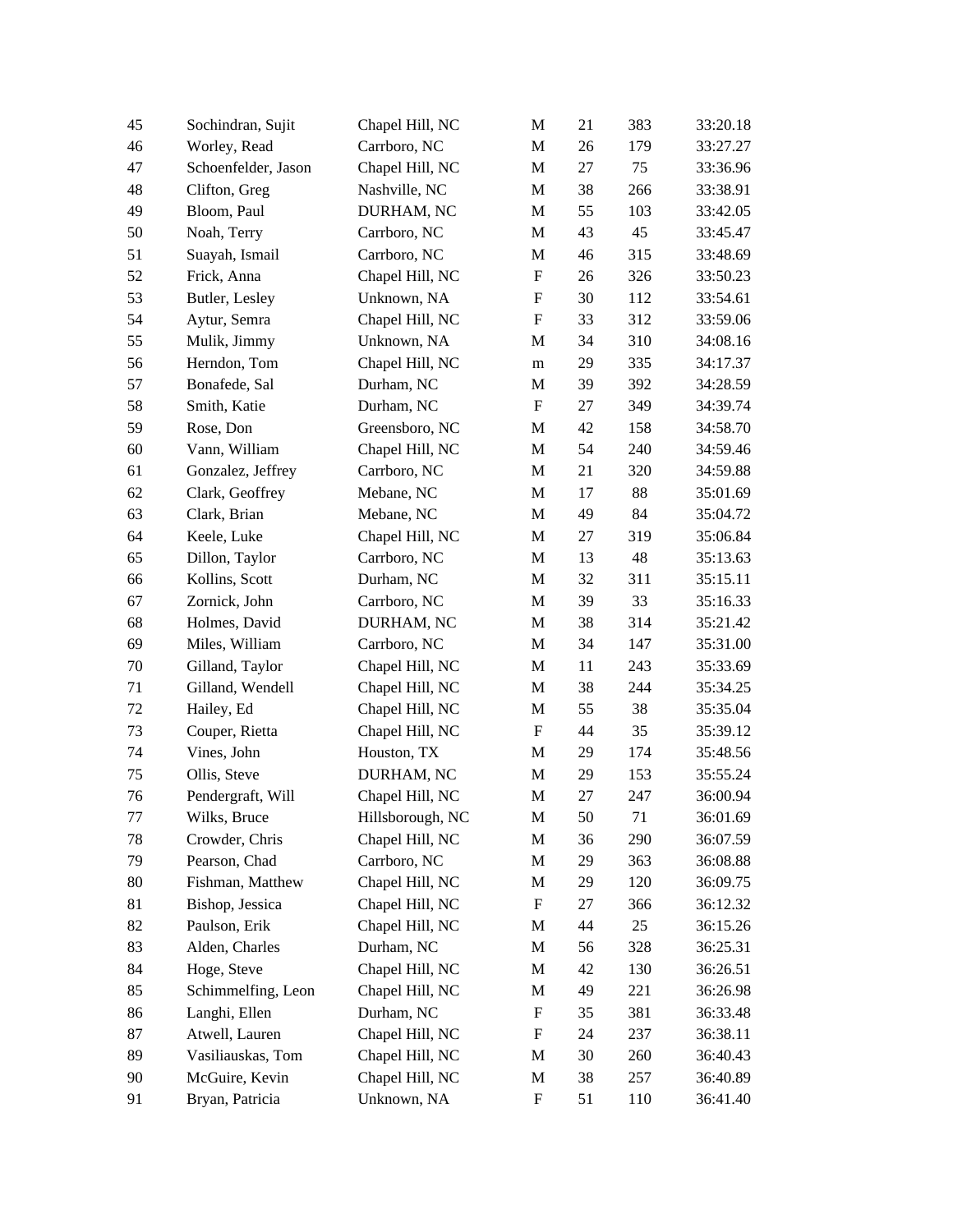| | | | | | | |
|---|---|---|---|---|---|---|
| 45 | Sochindran, Sujit | Chapel Hill, NC | M | 21 | 383 | 33:20.18 |
| 46 | Worley, Read | Carrboro, NC | M | 26 | 179 | 33:27.27 |
| 47 | Schoenfelder, Jason | Chapel Hill, NC | M | 27 | 75 | 33:36.96 |
| 48 | Clifton, Greg | Nashville, NC | M | 38 | 266 | 33:38.91 |
| 49 | Bloom, Paul | DURHAM, NC | M | 55 | 103 | 33:42.05 |
| 50 | Noah, Terry | Carrboro, NC | M | 43 | 45 | 33:45.47 |
| 51 | Suayah, Ismail | Carrboro, NC | M | 46 | 315 | 33:48.69 |
| 52 | Frick, Anna | Chapel Hill, NC | F | 26 | 326 | 33:50.23 |
| 53 | Butler, Lesley | Unknown, NA | F | 30 | 112 | 33:54.61 |
| 54 | Aytur, Semra | Chapel Hill, NC | F | 33 | 312 | 33:59.06 |
| 55 | Mulik, Jimmy | Unknown, NA | M | 34 | 310 | 34:08.16 |
| 56 | Herndon, Tom | Chapel Hill, NC | m | 29 | 335 | 34:17.37 |
| 57 | Bonafede, Sal | Durham, NC | M | 39 | 392 | 34:28.59 |
| 58 | Smith, Katie | Durham, NC | F | 27 | 349 | 34:39.74 |
| 59 | Rose, Don | Greensboro, NC | M | 42 | 158 | 34:58.70 |
| 60 | Vann, William | Chapel Hill, NC | M | 54 | 240 | 34:59.46 |
| 61 | Gonzalez, Jeffrey | Carrboro, NC | M | 21 | 320 | 34:59.88 |
| 62 | Clark, Geoffrey | Mebane, NC | M | 17 | 88 | 35:01.69 |
| 63 | Clark, Brian | Mebane, NC | M | 49 | 84 | 35:04.72 |
| 64 | Keele, Luke | Chapel Hill, NC | M | 27 | 319 | 35:06.84 |
| 65 | Dillon, Taylor | Carrboro, NC | M | 13 | 48 | 35:13.63 |
| 66 | Kollins, Scott | Durham, NC | M | 32 | 311 | 35:15.11 |
| 67 | Zornick, John | Carrboro, NC | M | 39 | 33 | 35:16.33 |
| 68 | Holmes, David | DURHAM, NC | M | 38 | 314 | 35:21.42 |
| 69 | Miles, William | Carrboro, NC | M | 34 | 147 | 35:31.00 |
| 70 | Gilland, Taylor | Chapel Hill, NC | M | 11 | 243 | 35:33.69 |
| 71 | Gilland, Wendell | Chapel Hill, NC | M | 38 | 244 | 35:34.25 |
| 72 | Hailey, Ed | Chapel Hill, NC | M | 55 | 38 | 35:35.04 |
| 73 | Couper, Rietta | Chapel Hill, NC | F | 44 | 35 | 35:39.12 |
| 74 | Vines, John | Houston, TX | M | 29 | 174 | 35:48.56 |
| 75 | Ollis, Steve | DURHAM, NC | M | 29 | 153 | 35:55.24 |
| 76 | Pendergraft, Will | Chapel Hill, NC | M | 27 | 247 | 36:00.94 |
| 77 | Wilks, Bruce | Hillsborough, NC | M | 50 | 71 | 36:01.69 |
| 78 | Crowder, Chris | Chapel Hill, NC | M | 36 | 290 | 36:07.59 |
| 79 | Pearson, Chad | Carrboro, NC | M | 29 | 363 | 36:08.88 |
| 80 | Fishman, Matthew | Chapel Hill, NC | M | 29 | 120 | 36:09.75 |
| 81 | Bishop, Jessica | Chapel Hill, NC | F | 27 | 366 | 36:12.32 |
| 82 | Paulson, Erik | Chapel Hill, NC | M | 44 | 25 | 36:15.26 |
| 83 | Alden, Charles | Durham, NC | M | 56 | 328 | 36:25.31 |
| 84 | Hoge, Steve | Chapel Hill, NC | M | 42 | 130 | 36:26.51 |
| 85 | Schimmelfing, Leon | Chapel Hill, NC | M | 49 | 221 | 36:26.98 |
| 86 | Langhi, Ellen | Durham, NC | F | 35 | 381 | 36:33.48 |
| 87 | Atwell, Lauren | Chapel Hill, NC | F | 24 | 237 | 36:38.11 |
| 89 | Vasiliauskas, Tom | Chapel Hill, NC | M | 30 | 260 | 36:40.43 |
| 90 | McGuire, Kevin | Chapel Hill, NC | M | 38 | 257 | 36:40.89 |
| 91 | Bryan, Patricia | Unknown, NA | F | 51 | 110 | 36:41.40 |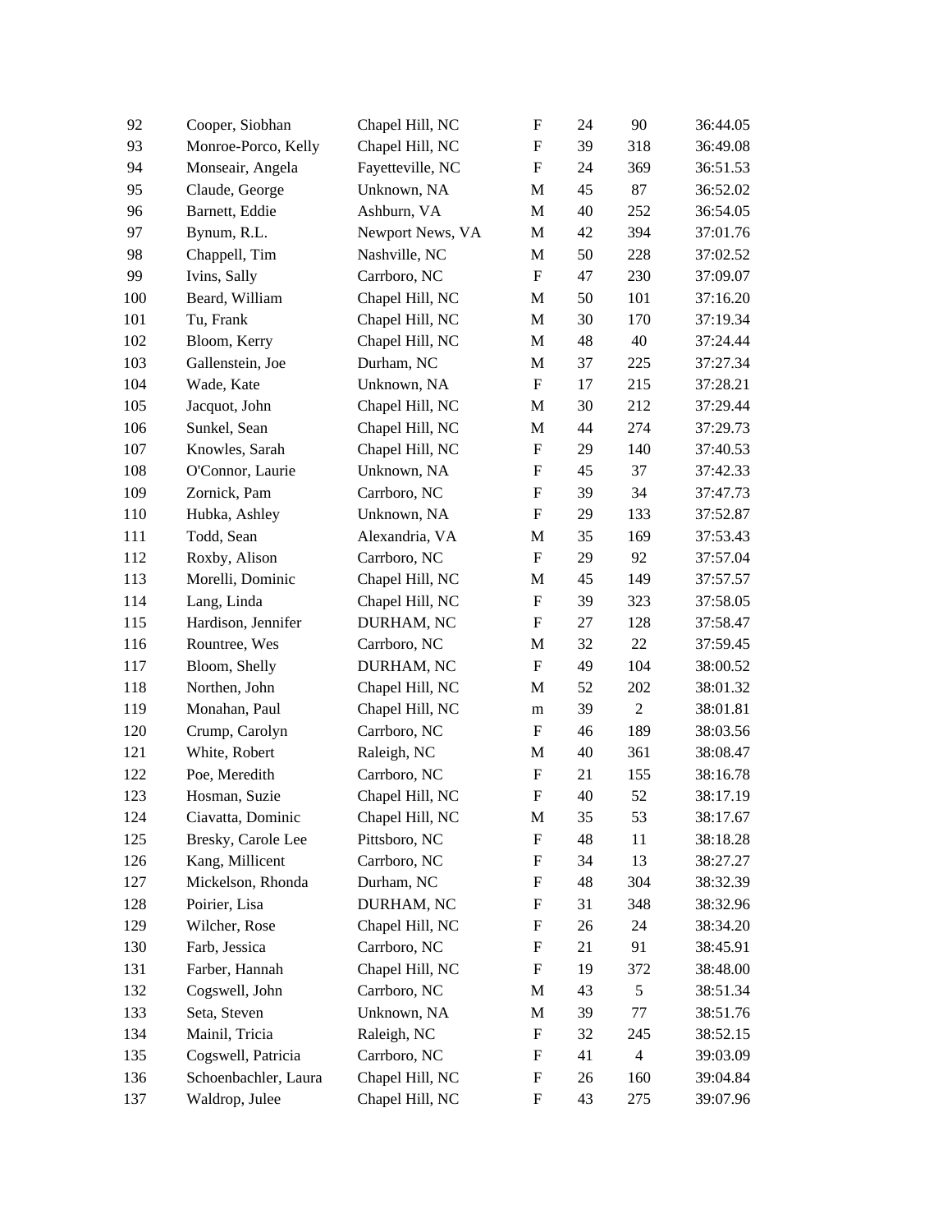| | | | | | | |
|---|---|---|---|---|---|---|
| 92 | Cooper, Siobhan | Chapel Hill, NC | F | 24 | 90 | 36:44.05 |
| 93 | Monroe-Porco, Kelly | Chapel Hill, NC | F | 39 | 318 | 36:49.08 |
| 94 | Monseair, Angela | Fayetteville, NC | F | 24 | 369 | 36:51.53 |
| 95 | Claude, George | Unknown, NA | M | 45 | 87 | 36:52.02 |
| 96 | Barnett, Eddie | Ashburn, VA | M | 40 | 252 | 36:54.05 |
| 97 | Bynum, R.L. | Newport News, VA | M | 42 | 394 | 37:01.76 |
| 98 | Chappell, Tim | Nashville, NC | M | 50 | 228 | 37:02.52 |
| 99 | Ivins, Sally | Carrboro, NC | F | 47 | 230 | 37:09.07 |
| 100 | Beard, William | Chapel Hill, NC | M | 50 | 101 | 37:16.20 |
| 101 | Tu, Frank | Chapel Hill, NC | M | 30 | 170 | 37:19.34 |
| 102 | Bloom, Kerry | Chapel Hill, NC | M | 48 | 40 | 37:24.44 |
| 103 | Gallenstein, Joe | Durham, NC | M | 37 | 225 | 37:27.34 |
| 104 | Wade, Kate | Unknown, NA | F | 17 | 215 | 37:28.21 |
| 105 | Jacquot, John | Chapel Hill, NC | M | 30 | 212 | 37:29.44 |
| 106 | Sunkel, Sean | Chapel Hill, NC | M | 44 | 274 | 37:29.73 |
| 107 | Knowles, Sarah | Chapel Hill, NC | F | 29 | 140 | 37:40.53 |
| 108 | O'Connor, Laurie | Unknown, NA | F | 45 | 37 | 37:42.33 |
| 109 | Zornick, Pam | Carrboro, NC | F | 39 | 34 | 37:47.73 |
| 110 | Hubka, Ashley | Unknown, NA | F | 29 | 133 | 37:52.87 |
| 111 | Todd, Sean | Alexandria, VA | M | 35 | 169 | 37:53.43 |
| 112 | Roxby, Alison | Carrboro, NC | F | 29 | 92 | 37:57.04 |
| 113 | Morelli, Dominic | Chapel Hill, NC | M | 45 | 149 | 37:57.57 |
| 114 | Lang, Linda | Chapel Hill, NC | F | 39 | 323 | 37:58.05 |
| 115 | Hardison, Jennifer | DURHAM, NC | F | 27 | 128 | 37:58.47 |
| 116 | Rountree, Wes | Carrboro, NC | M | 32 | 22 | 37:59.45 |
| 117 | Bloom, Shelly | DURHAM, NC | F | 49 | 104 | 38:00.52 |
| 118 | Northen, John | Chapel Hill, NC | M | 52 | 202 | 38:01.32 |
| 119 | Monahan, Paul | Chapel Hill, NC | m | 39 | 2 | 38:01.81 |
| 120 | Crump, Carolyn | Carrboro, NC | F | 46 | 189 | 38:03.56 |
| 121 | White, Robert | Raleigh, NC | M | 40 | 361 | 38:08.47 |
| 122 | Poe, Meredith | Carrboro, NC | F | 21 | 155 | 38:16.78 |
| 123 | Hosman, Suzie | Chapel Hill, NC | F | 40 | 52 | 38:17.19 |
| 124 | Ciavatta, Dominic | Chapel Hill, NC | M | 35 | 53 | 38:17.67 |
| 125 | Bresky, Carole Lee | Pittsboro, NC | F | 48 | 11 | 38:18.28 |
| 126 | Kang, Millicent | Carrboro, NC | F | 34 | 13 | 38:27.27 |
| 127 | Mickelson, Rhonda | Durham, NC | F | 48 | 304 | 38:32.39 |
| 128 | Poirier, Lisa | DURHAM, NC | F | 31 | 348 | 38:32.96 |
| 129 | Wilcher, Rose | Chapel Hill, NC | F | 26 | 24 | 38:34.20 |
| 130 | Farb, Jessica | Carrboro, NC | F | 21 | 91 | 38:45.91 |
| 131 | Farber, Hannah | Chapel Hill, NC | F | 19 | 372 | 38:48.00 |
| 132 | Cogswell, John | Carrboro, NC | M | 43 | 5 | 38:51.34 |
| 133 | Seta, Steven | Unknown, NA | M | 39 | 77 | 38:51.76 |
| 134 | Mainil, Tricia | Raleigh, NC | F | 32 | 245 | 38:52.15 |
| 135 | Cogswell, Patricia | Carrboro, NC | F | 41 | 4 | 39:03.09 |
| 136 | Schoenbachler, Laura | Chapel Hill, NC | F | 26 | 160 | 39:04.84 |
| 137 | Waldrop, Julee | Chapel Hill, NC | F | 43 | 275 | 39:07.96 |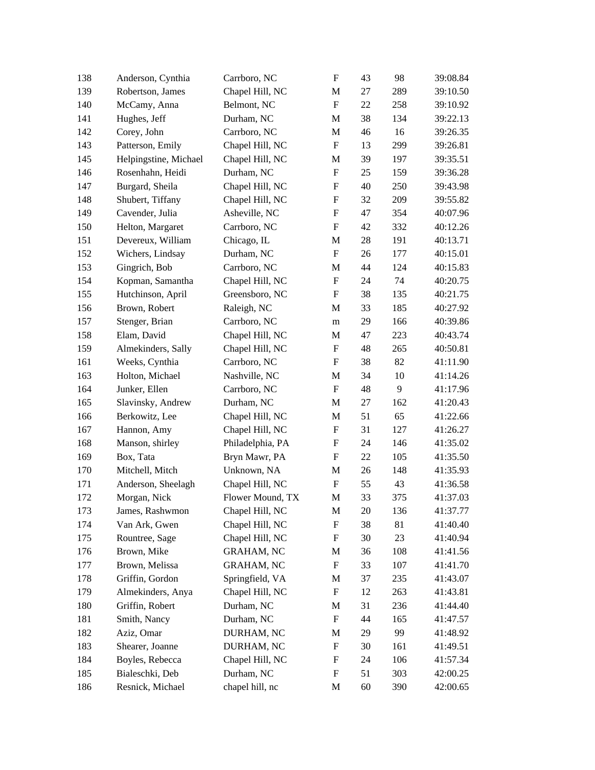| | | | | | | |
|---|---|---|---|---|---|---|
| 138 | Anderson, Cynthia | Carrboro, NC | F | 43 | 98 | 39:08.84 |
| 139 | Robertson, James | Chapel Hill, NC | M | 27 | 289 | 39:10.50 |
| 140 | McCamy, Anna | Belmont, NC | F | 22 | 258 | 39:10.92 |
| 141 | Hughes, Jeff | Durham, NC | M | 38 | 134 | 39:22.13 |
| 142 | Corey, John | Carrboro, NC | M | 46 | 16 | 39:26.35 |
| 143 | Patterson, Emily | Chapel Hill, NC | F | 13 | 299 | 39:26.81 |
| 145 | Helpingstine, Michael | Chapel Hill, NC | M | 39 | 197 | 39:35.51 |
| 146 | Rosenhahn, Heidi | Durham, NC | F | 25 | 159 | 39:36.28 |
| 147 | Burgard, Sheila | Chapel Hill, NC | F | 40 | 250 | 39:43.98 |
| 148 | Shubert, Tiffany | Chapel Hill, NC | F | 32 | 209 | 39:55.82 |
| 149 | Cavender, Julia | Asheville, NC | F | 47 | 354 | 40:07.96 |
| 150 | Helton, Margaret | Carrboro, NC | F | 42 | 332 | 40:12.26 |
| 151 | Devereux, William | Chicago, IL | M | 28 | 191 | 40:13.71 |
| 152 | Wichers, Lindsay | Durham, NC | F | 26 | 177 | 40:15.01 |
| 153 | Gingrich, Bob | Carrboro, NC | M | 44 | 124 | 40:15.83 |
| 154 | Kopman, Samantha | Chapel Hill, NC | F | 24 | 74 | 40:20.75 |
| 155 | Hutchinson, April | Greensboro, NC | F | 38 | 135 | 40:21.75 |
| 156 | Brown, Robert | Raleigh, NC | M | 33 | 185 | 40:27.92 |
| 157 | Stenger, Brian | Carrboro, NC | m | 29 | 166 | 40:39.86 |
| 158 | Elam, David | Chapel Hill, NC | M | 47 | 223 | 40:43.74 |
| 159 | Almekinders, Sally | Chapel Hill, NC | F | 48 | 265 | 40:50.81 |
| 161 | Weeks, Cynthia | Carrboro, NC | F | 38 | 82 | 41:11.90 |
| 163 | Holton, Michael | Nashville, NC | M | 34 | 10 | 41:14.26 |
| 164 | Junker, Ellen | Carrboro, NC | F | 48 | 9 | 41:17.96 |
| 165 | Slavinsky, Andrew | Durham, NC | M | 27 | 162 | 41:20.43 |
| 166 | Berkowitz, Lee | Chapel Hill, NC | M | 51 | 65 | 41:22.66 |
| 167 | Hannon, Amy | Chapel Hill, NC | F | 31 | 127 | 41:26.27 |
| 168 | Manson, shirley | Philadelphia, PA | F | 24 | 146 | 41:35.02 |
| 169 | Box, Tata | Bryn Mawr, PA | F | 22 | 105 | 41:35.50 |
| 170 | Mitchell, Mitch | Unknown, NA | M | 26 | 148 | 41:35.93 |
| 171 | Anderson, Sheelagh | Chapel Hill, NC | F | 55 | 43 | 41:36.58 |
| 172 | Morgan, Nick | Flower Mound, TX | M | 33 | 375 | 41:37.03 |
| 173 | James, Rashwmon | Chapel Hill, NC | M | 20 | 136 | 41:37.77 |
| 174 | Van Ark, Gwen | Chapel Hill, NC | F | 38 | 81 | 41:40.40 |
| 175 | Rountree, Sage | Chapel Hill, NC | F | 30 | 23 | 41:40.94 |
| 176 | Brown, Mike | GRAHAM, NC | M | 36 | 108 | 41:41.56 |
| 177 | Brown, Melissa | GRAHAM, NC | F | 33 | 107 | 41:41.70 |
| 178 | Griffin, Gordon | Springfield, VA | M | 37 | 235 | 41:43.07 |
| 179 | Almekinders, Anya | Chapel Hill, NC | F | 12 | 263 | 41:43.81 |
| 180 | Griffin, Robert | Durham, NC | M | 31 | 236 | 41:44.40 |
| 181 | Smith, Nancy | Durham, NC | F | 44 | 165 | 41:47.57 |
| 182 | Aziz, Omar | DURHAM, NC | M | 29 | 99 | 41:48.92 |
| 183 | Shearer, Joanne | DURHAM, NC | F | 30 | 161 | 41:49.51 |
| 184 | Boyles, Rebecca | Chapel Hill, NC | F | 24 | 106 | 41:57.34 |
| 185 | Bialeschki, Deb | Durham, NC | F | 51 | 303 | 42:00.25 |
| 186 | Resnick, Michael | chapel hill, nc | M | 60 | 390 | 42:00.65 |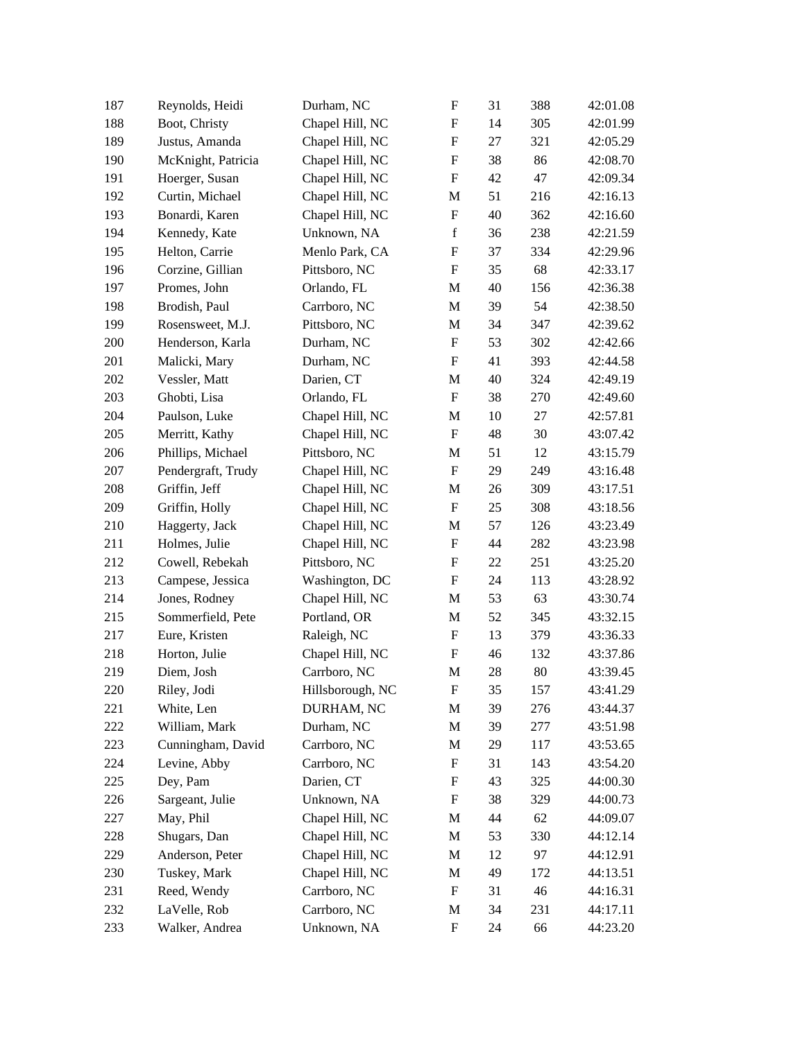| | | | | | | |
|---|---|---|---|---|---|---|
| 187 | Reynolds, Heidi | Durham, NC | F | 31 | 388 | 42:01.08 |
| 188 | Boot, Christy | Chapel Hill, NC | F | 14 | 305 | 42:01.99 |
| 189 | Justus, Amanda | Chapel Hill, NC | F | 27 | 321 | 42:05.29 |
| 190 | McKnight, Patricia | Chapel Hill, NC | F | 38 | 86 | 42:08.70 |
| 191 | Hoerger, Susan | Chapel Hill, NC | F | 42 | 47 | 42:09.34 |
| 192 | Curtin, Michael | Chapel Hill, NC | M | 51 | 216 | 42:16.13 |
| 193 | Bonardi, Karen | Chapel Hill, NC | F | 40 | 362 | 42:16.60 |
| 194 | Kennedy, Kate | Unknown, NA | f | 36 | 238 | 42:21.59 |
| 195 | Helton, Carrie | Menlo Park, CA | F | 37 | 334 | 42:29.96 |
| 196 | Corzine, Gillian | Pittsboro, NC | F | 35 | 68 | 42:33.17 |
| 197 | Promes, John | Orlando, FL | M | 40 | 156 | 42:36.38 |
| 198 | Brodish, Paul | Carrboro, NC | M | 39 | 54 | 42:38.50 |
| 199 | Rosensweet, M.J. | Pittsboro, NC | M | 34 | 347 | 42:39.62 |
| 200 | Henderson, Karla | Durham, NC | F | 53 | 302 | 42:42.66 |
| 201 | Malicki, Mary | Durham, NC | F | 41 | 393 | 42:44.58 |
| 202 | Vessler, Matt | Darien, CT | M | 40 | 324 | 42:49.19 |
| 203 | Ghobti, Lisa | Orlando, FL | F | 38 | 270 | 42:49.60 |
| 204 | Paulson, Luke | Chapel Hill, NC | M | 10 | 27 | 42:57.81 |
| 205 | Merritt, Kathy | Chapel Hill, NC | F | 48 | 30 | 43:07.42 |
| 206 | Phillips, Michael | Pittsboro, NC | M | 51 | 12 | 43:15.79 |
| 207 | Pendergraft, Trudy | Chapel Hill, NC | F | 29 | 249 | 43:16.48 |
| 208 | Griffin, Jeff | Chapel Hill, NC | M | 26 | 309 | 43:17.51 |
| 209 | Griffin, Holly | Chapel Hill, NC | F | 25 | 308 | 43:18.56 |
| 210 | Haggerty, Jack | Chapel Hill, NC | M | 57 | 126 | 43:23.49 |
| 211 | Holmes, Julie | Chapel Hill, NC | F | 44 | 282 | 43:23.98 |
| 212 | Cowell, Rebekah | Pittsboro, NC | F | 22 | 251 | 43:25.20 |
| 213 | Campese, Jessica | Washington, DC | F | 24 | 113 | 43:28.92 |
| 214 | Jones, Rodney | Chapel Hill, NC | M | 53 | 63 | 43:30.74 |
| 215 | Sommerfield, Pete | Portland, OR | M | 52 | 345 | 43:32.15 |
| 217 | Eure, Kristen | Raleigh, NC | F | 13 | 379 | 43:36.33 |
| 218 | Horton, Julie | Chapel Hill, NC | F | 46 | 132 | 43:37.86 |
| 219 | Diem, Josh | Carrboro, NC | M | 28 | 80 | 43:39.45 |
| 220 | Riley, Jodi | Hillsborough, NC | F | 35 | 157 | 43:41.29 |
| 221 | White, Len | DURHAM, NC | M | 39 | 276 | 43:44.37 |
| 222 | William, Mark | Durham, NC | M | 39 | 277 | 43:51.98 |
| 223 | Cunningham, David | Carrboro, NC | M | 29 | 117 | 43:53.65 |
| 224 | Levine, Abby | Carrboro, NC | F | 31 | 143 | 43:54.20 |
| 225 | Dey, Pam | Darien, CT | F | 43 | 325 | 44:00.30 |
| 226 | Sargeant, Julie | Unknown, NA | F | 38 | 329 | 44:00.73 |
| 227 | May, Phil | Chapel Hill, NC | M | 44 | 62 | 44:09.07 |
| 228 | Shugars, Dan | Chapel Hill, NC | M | 53 | 330 | 44:12.14 |
| 229 | Anderson, Peter | Chapel Hill, NC | M | 12 | 97 | 44:12.91 |
| 230 | Tuskey, Mark | Chapel Hill, NC | M | 49 | 172 | 44:13.51 |
| 231 | Reed, Wendy | Carrboro, NC | F | 31 | 46 | 44:16.31 |
| 232 | LaVelle, Rob | Carrboro, NC | M | 34 | 231 | 44:17.11 |
| 233 | Walker, Andrea | Unknown, NA | F | 24 | 66 | 44:23.20 |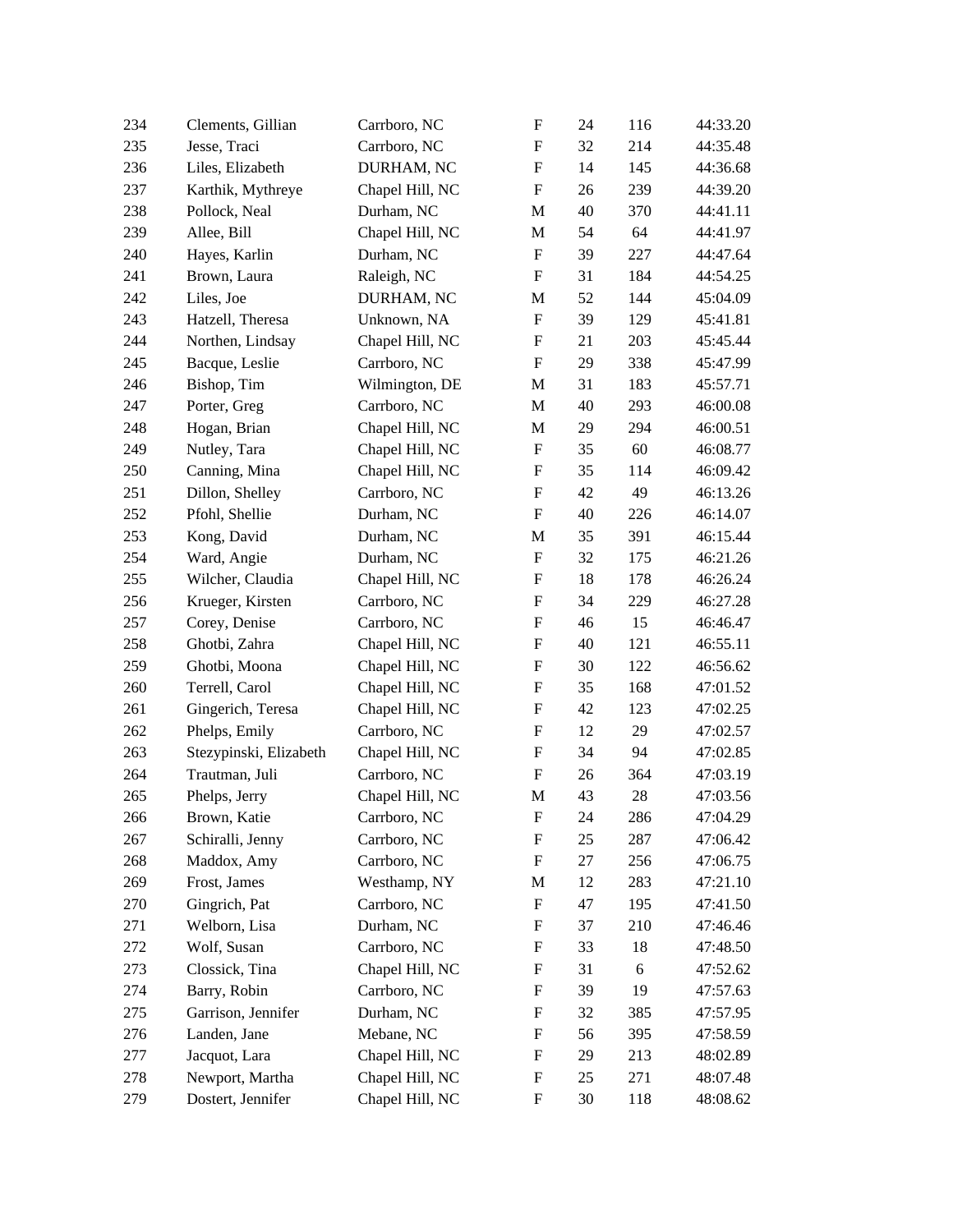| | | | | | | |
|---|---|---|---|---|---|---|
| 234 | Clements, Gillian | Carrboro, NC | F | 24 | 116 | 44:33.20 |
| 235 | Jesse, Traci | Carrboro, NC | F | 32 | 214 | 44:35.48 |
| 236 | Liles, Elizabeth | DURHAM, NC | F | 14 | 145 | 44:36.68 |
| 237 | Karthik, Mythreye | Chapel Hill, NC | F | 26 | 239 | 44:39.20 |
| 238 | Pollock, Neal | Durham, NC | M | 40 | 370 | 44:41.11 |
| 239 | Allee, Bill | Chapel Hill, NC | M | 54 | 64 | 44:41.97 |
| 240 | Hayes, Karlin | Durham, NC | F | 39 | 227 | 44:47.64 |
| 241 | Brown, Laura | Raleigh, NC | F | 31 | 184 | 44:54.25 |
| 242 | Liles, Joe | DURHAM, NC | M | 52 | 144 | 45:04.09 |
| 243 | Hatzell, Theresa | Unknown, NA | F | 39 | 129 | 45:41.81 |
| 244 | Northen, Lindsay | Chapel Hill, NC | F | 21 | 203 | 45:45.44 |
| 245 | Bacque, Leslie | Carrboro, NC | F | 29 | 338 | 45:47.99 |
| 246 | Bishop, Tim | Wilmington, DE | M | 31 | 183 | 45:57.71 |
| 247 | Porter, Greg | Carrboro, NC | M | 40 | 293 | 46:00.08 |
| 248 | Hogan, Brian | Chapel Hill, NC | M | 29 | 294 | 46:00.51 |
| 249 | Nutley, Tara | Chapel Hill, NC | F | 35 | 60 | 46:08.77 |
| 250 | Canning, Mina | Chapel Hill, NC | F | 35 | 114 | 46:09.42 |
| 251 | Dillon, Shelley | Carrboro, NC | F | 42 | 49 | 46:13.26 |
| 252 | Pfohl, Shellie | Durham, NC | F | 40 | 226 | 46:14.07 |
| 253 | Kong, David | Durham, NC | M | 35 | 391 | 46:15.44 |
| 254 | Ward, Angie | Durham, NC | F | 32 | 175 | 46:21.26 |
| 255 | Wilcher, Claudia | Chapel Hill, NC | F | 18 | 178 | 46:26.24 |
| 256 | Krueger, Kirsten | Carrboro, NC | F | 34 | 229 | 46:27.28 |
| 257 | Corey, Denise | Carrboro, NC | F | 46 | 15 | 46:46.47 |
| 258 | Ghotbi, Zahra | Chapel Hill, NC | F | 40 | 121 | 46:55.11 |
| 259 | Ghotbi, Moona | Chapel Hill, NC | F | 30 | 122 | 46:56.62 |
| 260 | Terrell, Carol | Chapel Hill, NC | F | 35 | 168 | 47:01.52 |
| 261 | Gingerich, Teresa | Chapel Hill, NC | F | 42 | 123 | 47:02.25 |
| 262 | Phelps, Emily | Carrboro, NC | F | 12 | 29 | 47:02.57 |
| 263 | Stezypinski, Elizabeth | Chapel Hill, NC | F | 34 | 94 | 47:02.85 |
| 264 | Trautman, Juli | Carrboro, NC | F | 26 | 364 | 47:03.19 |
| 265 | Phelps, Jerry | Chapel Hill, NC | M | 43 | 28 | 47:03.56 |
| 266 | Brown, Katie | Carrboro, NC | F | 24 | 286 | 47:04.29 |
| 267 | Schiralli, Jenny | Carrboro, NC | F | 25 | 287 | 47:06.42 |
| 268 | Maddox, Amy | Carrboro, NC | F | 27 | 256 | 47:06.75 |
| 269 | Frost, James | Westhamp, NY | M | 12 | 283 | 47:21.10 |
| 270 | Gingrich, Pat | Carrboro, NC | F | 47 | 195 | 47:41.50 |
| 271 | Welborn, Lisa | Durham, NC | F | 37 | 210 | 47:46.46 |
| 272 | Wolf, Susan | Carrboro, NC | F | 33 | 18 | 47:48.50 |
| 273 | Clossick, Tina | Chapel Hill, NC | F | 31 | 6 | 47:52.62 |
| 274 | Barry, Robin | Carrboro, NC | F | 39 | 19 | 47:57.63 |
| 275 | Garrison, Jennifer | Durham, NC | F | 32 | 385 | 47:57.95 |
| 276 | Landen, Jane | Mebane, NC | F | 56 | 395 | 47:58.59 |
| 277 | Jacquot, Lara | Chapel Hill, NC | F | 29 | 213 | 48:02.89 |
| 278 | Newport, Martha | Chapel Hill, NC | F | 25 | 271 | 48:07.48 |
| 279 | Dostert, Jennifer | Chapel Hill, NC | F | 30 | 118 | 48:08.62 |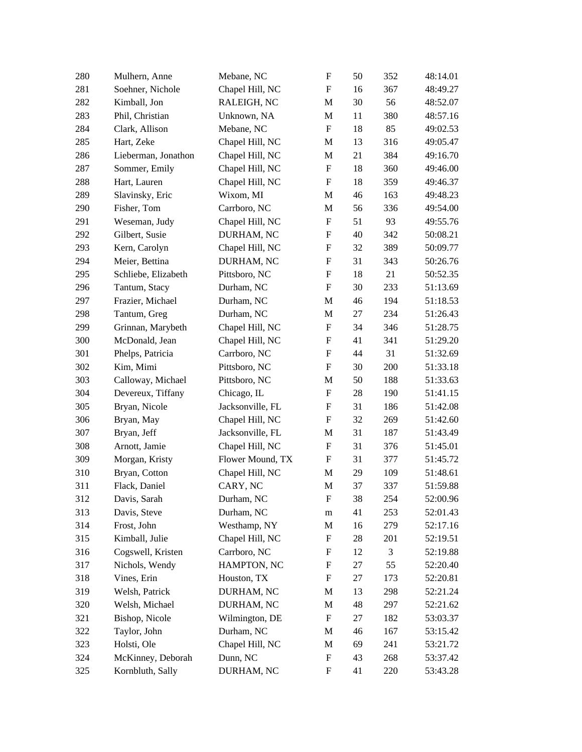| | | | | | | |
|---|---|---|---|---|---|---|
| 280 | Mulhern, Anne | Mebane, NC | F | 50 | 352 | 48:14.01 |
| 281 | Soehner, Nichole | Chapel Hill, NC | F | 16 | 367 | 48:49.27 |
| 282 | Kimball, Jon | RALEIGH, NC | M | 30 | 56 | 48:52.07 |
| 283 | Phil, Christian | Unknown, NA | M | 11 | 380 | 48:57.16 |
| 284 | Clark, Allison | Mebane, NC | F | 18 | 85 | 49:02.53 |
| 285 | Hart, Zeke | Chapel Hill, NC | M | 13 | 316 | 49:05.47 |
| 286 | Lieberman, Jonathon | Chapel Hill, NC | M | 21 | 384 | 49:16.70 |
| 287 | Sommer, Emily | Chapel Hill, NC | F | 18 | 360 | 49:46.00 |
| 288 | Hart, Lauren | Chapel Hill, NC | F | 18 | 359 | 49:46.37 |
| 289 | Slavinsky, Eric | Wixom, MI | M | 46 | 163 | 49:48.23 |
| 290 | Fisher, Tom | Carrboro, NC | M | 56 | 336 | 49:54.00 |
| 291 | Weseman, Judy | Chapel Hill, NC | F | 51 | 93 | 49:55.76 |
| 292 | Gilbert, Susie | DURHAM, NC | F | 40 | 342 | 50:08.21 |
| 293 | Kern, Carolyn | Chapel Hill, NC | F | 32 | 389 | 50:09.77 |
| 294 | Meier, Bettina | DURHAM, NC | F | 31 | 343 | 50:26.76 |
| 295 | Schliebe, Elizabeth | Pittsboro, NC | F | 18 | 21 | 50:52.35 |
| 296 | Tantum, Stacy | Durham, NC | F | 30 | 233 | 51:13.69 |
| 297 | Frazier, Michael | Durham, NC | M | 46 | 194 | 51:18.53 |
| 298 | Tantum, Greg | Durham, NC | M | 27 | 234 | 51:26.43 |
| 299 | Grinnan, Marybeth | Chapel Hill, NC | F | 34 | 346 | 51:28.75 |
| 300 | McDonald, Jean | Chapel Hill, NC | F | 41 | 341 | 51:29.20 |
| 301 | Phelps, Patricia | Carrboro, NC | F | 44 | 31 | 51:32.69 |
| 302 | Kim, Mimi | Pittsboro, NC | F | 30 | 200 | 51:33.18 |
| 303 | Calloway, Michael | Pittsboro, NC | M | 50 | 188 | 51:33.63 |
| 304 | Devereux, Tiffany | Chicago, IL | F | 28 | 190 | 51:41.15 |
| 305 | Bryan, Nicole | Jacksonville, FL | F | 31 | 186 | 51:42.08 |
| 306 | Bryan, May | Chapel Hill, NC | F | 32 | 269 | 51:42.60 |
| 307 | Bryan, Jeff | Jacksonville, FL | M | 31 | 187 | 51:43.49 |
| 308 | Arnott, Jamie | Chapel Hill, NC | F | 31 | 376 | 51:45.01 |
| 309 | Morgan, Kristy | Flower Mound, TX | F | 31 | 377 | 51:45.72 |
| 310 | Bryan, Cotton | Chapel Hill, NC | M | 29 | 109 | 51:48.61 |
| 311 | Flack, Daniel | CARY, NC | M | 37 | 337 | 51:59.88 |
| 312 | Davis, Sarah | Durham, NC | F | 38 | 254 | 52:00.96 |
| 313 | Davis, Steve | Durham, NC | m | 41 | 253 | 52:01.43 |
| 314 | Frost, John | Westhamp, NY | M | 16 | 279 | 52:17.16 |
| 315 | Kimball, Julie | Chapel Hill, NC | F | 28 | 201 | 52:19.51 |
| 316 | Cogswell, Kristen | Carrboro, NC | F | 12 | 3 | 52:19.88 |
| 317 | Nichols, Wendy | HAMPTON, NC | F | 27 | 55 | 52:20.40 |
| 318 | Vines, Erin | Houston, TX | F | 27 | 173 | 52:20.81 |
| 319 | Welsh, Patrick | DURHAM, NC | M | 13 | 298 | 52:21.24 |
| 320 | Welsh, Michael | DURHAM, NC | M | 48 | 297 | 52:21.62 |
| 321 | Bishop, Nicole | Wilmington, DE | F | 27 | 182 | 53:03.37 |
| 322 | Taylor, John | Durham, NC | M | 46 | 167 | 53:15.42 |
| 323 | Holsti, Ole | Chapel Hill, NC | M | 69 | 241 | 53:21.72 |
| 324 | McKinney, Deborah | Dunn, NC | F | 43 | 268 | 53:37.42 |
| 325 | Kornbluth, Sally | DURHAM, NC | F | 41 | 220 | 53:43.28 |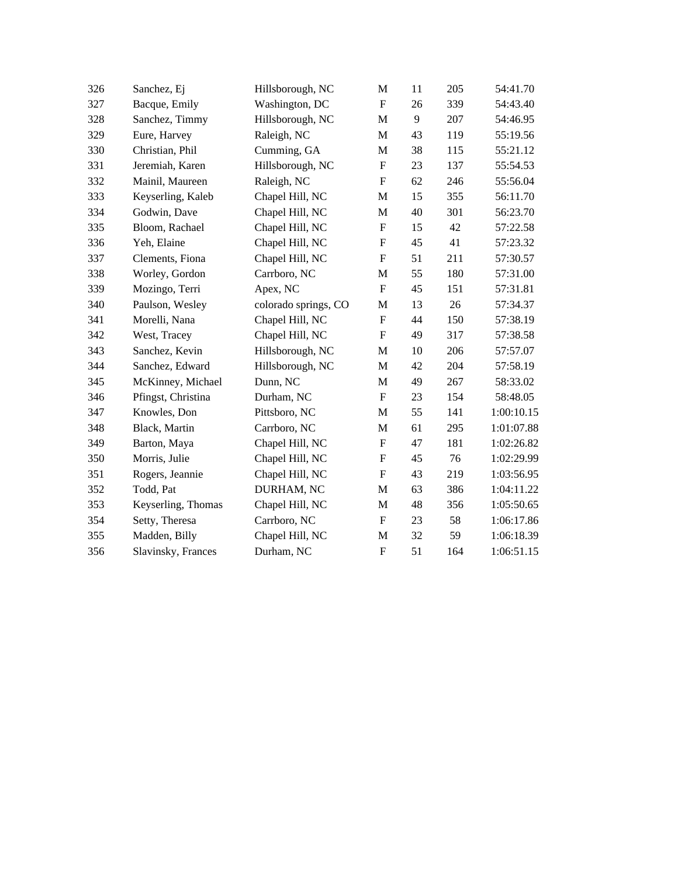| | | | | | | |
|---|---|---|---|---|---|---|
| 326 | Sanchez, Ej | Hillsborough, NC | M | 11 | 205 | 54:41.70 |
| 327 | Bacque, Emily | Washington, DC | F | 26 | 339 | 54:43.40 |
| 328 | Sanchez, Timmy | Hillsborough, NC | M | 9 | 207 | 54:46.95 |
| 329 | Eure, Harvey | Raleigh, NC | M | 43 | 119 | 55:19.56 |
| 330 | Christian, Phil | Cumming, GA | M | 38 | 115 | 55:21.12 |
| 331 | Jeremiah, Karen | Hillsborough, NC | F | 23 | 137 | 55:54.53 |
| 332 | Mainil, Maureen | Raleigh, NC | F | 62 | 246 | 55:56.04 |
| 333 | Keyserling, Kaleb | Chapel Hill, NC | M | 15 | 355 | 56:11.70 |
| 334 | Godwin, Dave | Chapel Hill, NC | M | 40 | 301 | 56:23.70 |
| 335 | Bloom, Rachael | Chapel Hill, NC | F | 15 | 42 | 57:22.58 |
| 336 | Yeh, Elaine | Chapel Hill, NC | F | 45 | 41 | 57:23.32 |
| 337 | Clements, Fiona | Chapel Hill, NC | F | 51 | 211 | 57:30.57 |
| 338 | Worley, Gordon | Carrboro, NC | M | 55 | 180 | 57:31.00 |
| 339 | Mozingo, Terri | Apex, NC | F | 45 | 151 | 57:31.81 |
| 340 | Paulson, Wesley | colorado springs, CO | M | 13 | 26 | 57:34.37 |
| 341 | Morelli, Nana | Chapel Hill, NC | F | 44 | 150 | 57:38.19 |
| 342 | West, Tracey | Chapel Hill, NC | F | 49 | 317 | 57:38.58 |
| 343 | Sanchez, Kevin | Hillsborough, NC | M | 10 | 206 | 57:57.07 |
| 344 | Sanchez, Edward | Hillsborough, NC | M | 42 | 204 | 57:58.19 |
| 345 | McKinney, Michael | Dunn, NC | M | 49 | 267 | 58:33.02 |
| 346 | Pfingst, Christina | Durham, NC | F | 23 | 154 | 58:48.05 |
| 347 | Knowles, Don | Pittsboro, NC | M | 55 | 141 | 1:00:10.15 |
| 348 | Black, Martin | Carrboro, NC | M | 61 | 295 | 1:01:07.88 |
| 349 | Barton, Maya | Chapel Hill, NC | F | 47 | 181 | 1:02:26.82 |
| 350 | Morris, Julie | Chapel Hill, NC | F | 45 | 76 | 1:02:29.99 |
| 351 | Rogers, Jeannie | Chapel Hill, NC | F | 43 | 219 | 1:03:56.95 |
| 352 | Todd, Pat | DURHAM, NC | M | 63 | 386 | 1:04:11.22 |
| 353 | Keyserling, Thomas | Chapel Hill, NC | M | 48 | 356 | 1:05:50.65 |
| 354 | Setty, Theresa | Carrboro, NC | F | 23 | 58 | 1:06:17.86 |
| 355 | Madden, Billy | Chapel Hill, NC | M | 32 | 59 | 1:06:18.39 |
| 356 | Slavinsky, Frances | Durham, NC | F | 51 | 164 | 1:06:51.15 |